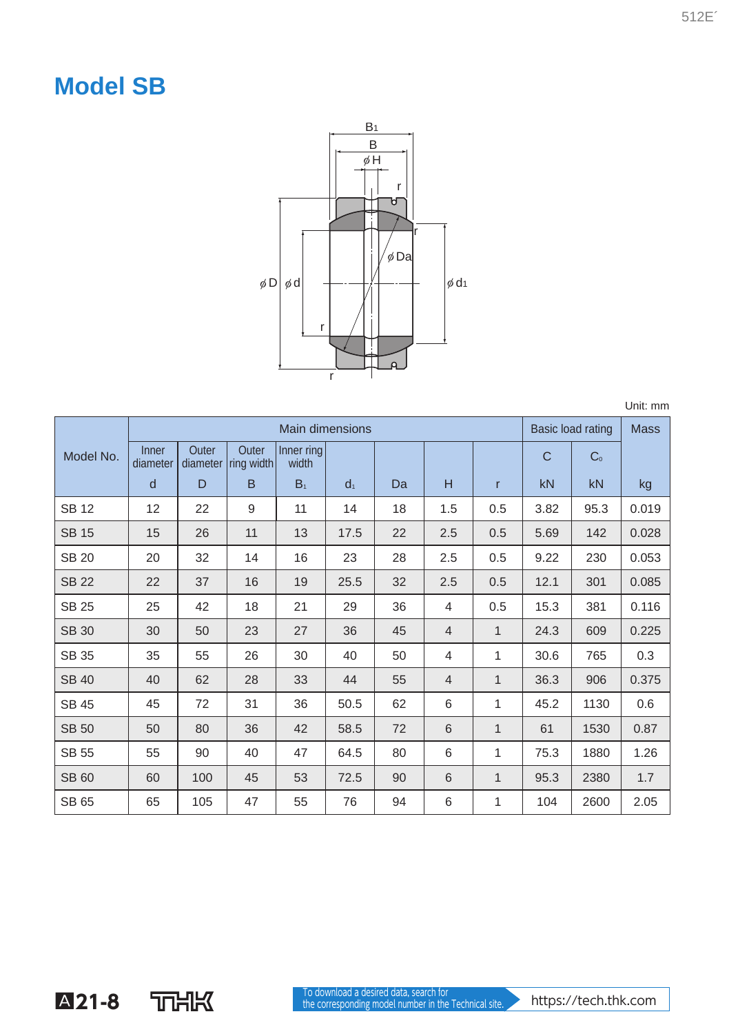# Model SB

Unit: mm

| Model No. | Main dimensions | | | | | | | | Basic load rating | | Mass |
|---|---|---|---|---|---|---|---|---|---|---|---|
| | Inner diameter | Outer diameter | Outer ring width | Inner ring width | | | | | C | $C_0$ | |
| | d | D | B | $B_1$ | $d_1$ | Da | H | r | kN | kN | kg |
| SB 12 | 12 | 22 | 9 | 11 | 14 | 18 | 1.5 | 0.5 | 3.82 | 95.3 | 0.019 |
| SB 15 | 15 | 26 | 11 | 13 | 17.5 | 22 | 2.5 | 0.5 | 5.69 | 142 | 0.028 |
| SB 20 | 20 | 32 | 14 | 16 | 23 | 28 | 2.5 | 0.5 | 9.22 | 230 | 0.053 |
| SB 22 | 22 | 37 | 16 | 19 | 25.5 | 32 | 2.5 | 0.5 | 12.1 | 301 | 0.085 |
| SB 25 | 25 | 42 | 18 | 21 | 29 | 36 | 4 | 0.5 | 15.3 | 381 | 0.116 |
| SB 30 | 30 | 50 | 23 | 27 | 36 | 45 | 4 | 1 | 24.3 | 609 | 0.225 |
| SB 35 | 35 | 55 | 26 | 30 | 40 | 50 | 4 | 1 | 30.6 | 765 | 0.3 |
| SB 40 | 40 | 62 | 28 | 33 | 44 | 55 | 4 | 1 | 36.3 | 906 | 0.375 |
| SB 45 | 45 | 72 | 31 | 36 | 50.5 | 62 | 6 | 1 | 45.2 | 1130 | 0.6 |
| SB 50 | 50 | 80 | 36 | 42 | 58.5 | 72 | 6 | 1 | 61 | 1530 | 0.87 |
| SB 55 | 55 | 90 | 40 | 47 | 64.5 | 80 | 6 | 1 | 75.3 | 1880 | 1.26 |
| SB 60 | 60 | 100 | 45 | 53 | 72.5 | 90 | 6 | 1 | 95.3 | 2380 | 1.7 |
| SB 65 | 65 | 105 | 47 | 55 | 76 | 94 | 6 | 1 | 104 | 2600 | 2.05 |

To download a desired data, search for the corresponding model number in the Technical site. https://tech.thk.com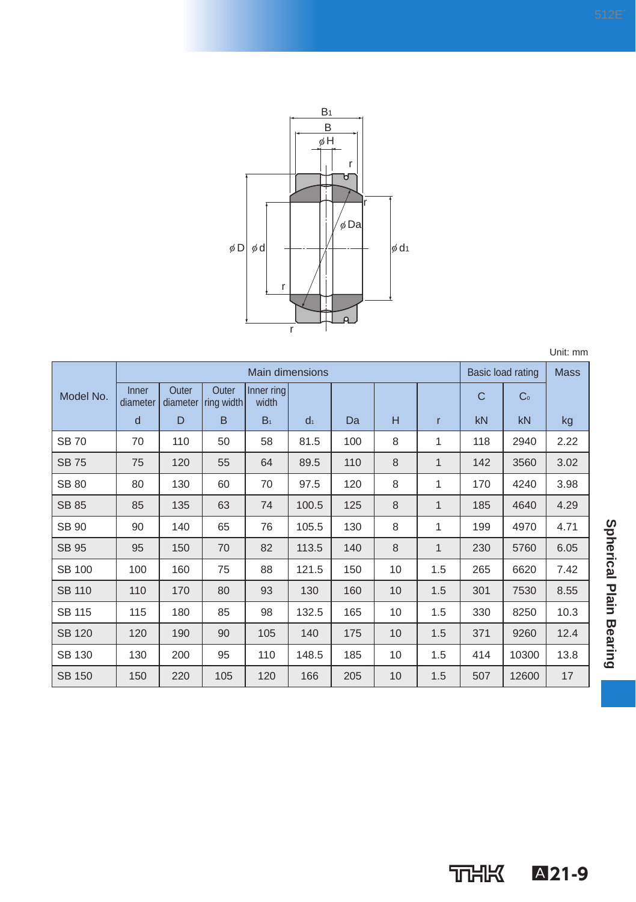B₁
B
ϕH
r
r
ϕDa
ϕD ϕd
ϕd₁
r
r

Unit: mm

| Model No. | Main dimensions | | | | | | | | Basic load rating | | Mass |
|---|---|---|---|---|---|---|---|---|---|---|---|
| | Inner diameter | Outer diameter | Outer ring width | Inner ring width | | | | | | | |
| | d | D | B | $B_1$ | $d_1$ | Da | H | r | C | $C_0$ | |
| | | | | | | | | | kN | kN | kg |
| SB 70 | 70 | 110 | 50 | 58 | 81.5 | 100 | 8 | 1 | 118 | 2940 | 2.22 |
| SB 75 | 75 | 120 | 55 | 64 | 89.5 | 110 | 8 | 1 | 142 | 3560 | 3.02 |
| SB 80 | 80 | 130 | 60 | 70 | 97.5 | 120 | 8 | 1 | 170 | 4240 | 3.98 |
| SB 85 | 85 | 135 | 63 | 74 | 100.5 | 125 | 8 | 1 | 185 | 4640 | 4.29 |
| SB 90 | 90 | 140 | 65 | 76 | 105.5 | 130 | 8 | 1 | 199 | 4970 | 4.71 |
| SB 95 | 95 | 150 | 70 | 82 | 113.5 | 140 | 8 | 1 | 230 | 5760 | 6.05 |
| SB 100 | 100 | 160 | 75 | 88 | 121.5 | 150 | 10 | 1.5 | 265 | 6620 | 7.42 |
| SB 110 | 110 | 170 | 80 | 93 | 130 | 160 | 10 | 1.5 | 301 | 7530 | 8.55 |
| SB 115 | 115 | 180 | 85 | 98 | 132.5 | 165 | 10 | 1.5 | 330 | 8250 | 10.3 |
| SB 120 | 120 | 190 | 90 | 105 | 140 | 175 | 10 | 1.5 | 371 | 9260 | 12.4 |
| SB 130 | 130 | 200 | 95 | 110 | 148.5 | 185 | 10 | 1.5 | 414 | 10300 | 13.8 |
| SB 150 | 150 | 220 | 105 | 120 | 166 | 205 | 10 | 1.5 | 507 | 12600 | 17 |